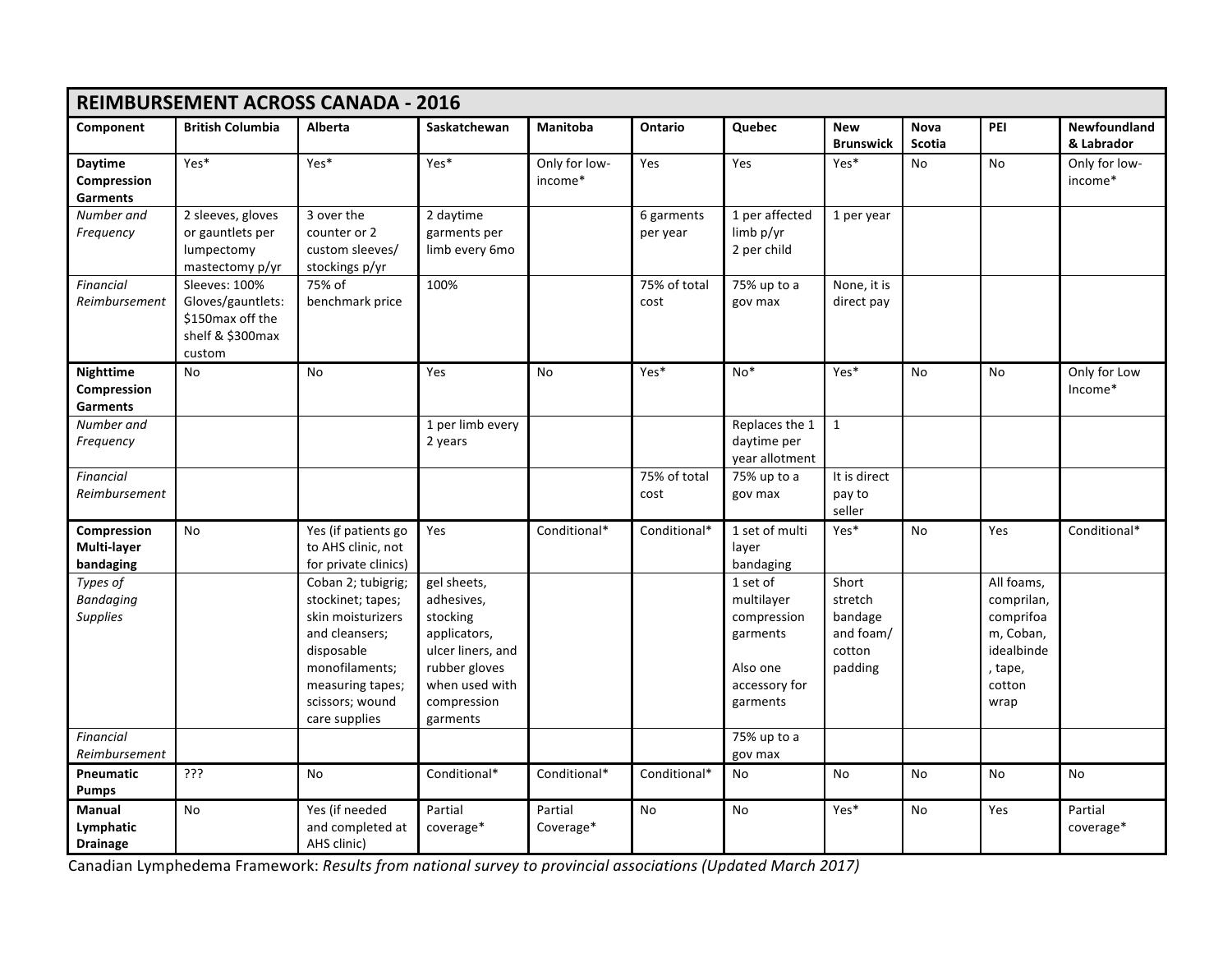| REIMBURSEMENT ACROSS CANADA - 2016 | | | | | | | | | | |
|---|---|---|---|---|---|---|---|---|---|---|
| **Component** | **British Columbia** | **Alberta** | **Saskatchewan** | **Manitoba** | **Ontario** | **Quebec** | **New Brunswick** | **Nova Scotia** | **PEI** | **Newfoundland & Labrador** |
| **Daytime Compression Garments** | Yes* | Yes* | Yes* | Only for low-income* | Yes | Yes | Yes* | No | No | Only for low-income* |
| *Number and Frequency* | 2 sleeves, gloves or gauntlets per lumpectomy mastectomy p/yr | 3 over the counter or 2 custom sleeves/ stockings p/yr | 2 daytime garments per limb every 6mo | | 6 garments per year | 1 per affected limb p/yr 2 per child | 1 per year | | | |
| *Financial Reimbursement* | Sleeves: 100% Gloves/gauntlets: $150max off the shelf & $300max custom | 75% of benchmark price | 100% | | 75% of total cost | 75% up to a gov max | None, it is direct pay | | | |
| **Nighttime Compression Garments** | No | No | Yes | No | Yes* | No* | Yes* | No | No | Only for Low Income* |
| *Number and Frequency* | | | 1 per limb every 2 years | | | Replaces the 1 daytime per year allotment | 1 | | | |
| *Financial Reimbursement* | | | | | 75% of total cost | 75% up to a gov max | It is direct pay to seller | | | |
| **Compression Multi-layer bandaging** | No | Yes (if patients go to AHS clinic, not for private clinics) | Yes | Conditional* | Conditional* | 1 set of multi layer bandaging | Yes* | No | Yes | Conditional* |
| *Types of Bandaging Supplies* | | Coban 2; tubigrig; stockinet; tapes; skin moisturizers and cleansers; disposable monofilaments; measuring tapes; scissors; wound care supplies | gel sheets, adhesives, stocking applicators, ulcer liners, and rubber gloves when used with compression garments | | | 1 set of multilayer compression garments<br><br>Also one accessory for garments | Short stretch bandage and foam/ cotton padding | | All foams, comprilan, comprifoam, Coban, idealbinde, tape, cotton wrap | |
| *Financial Reimbursement* | | | | | | 75% up to a gov max | | | | |
| **Pneumatic Pumps** | ??? | No | Conditional* | Conditional* | Conditional* | No | No | No | No | No |
| **Manual Lymphatic Drainage** | No | Yes (if needed and completed at AHS clinic) | Partial coverage* | Partial Coverage* | No | No | Yes* | No | Yes | Partial coverage* |

Canadian Lymphedema Framework: *Results from national survey to provincial associations (Updated March 2017)*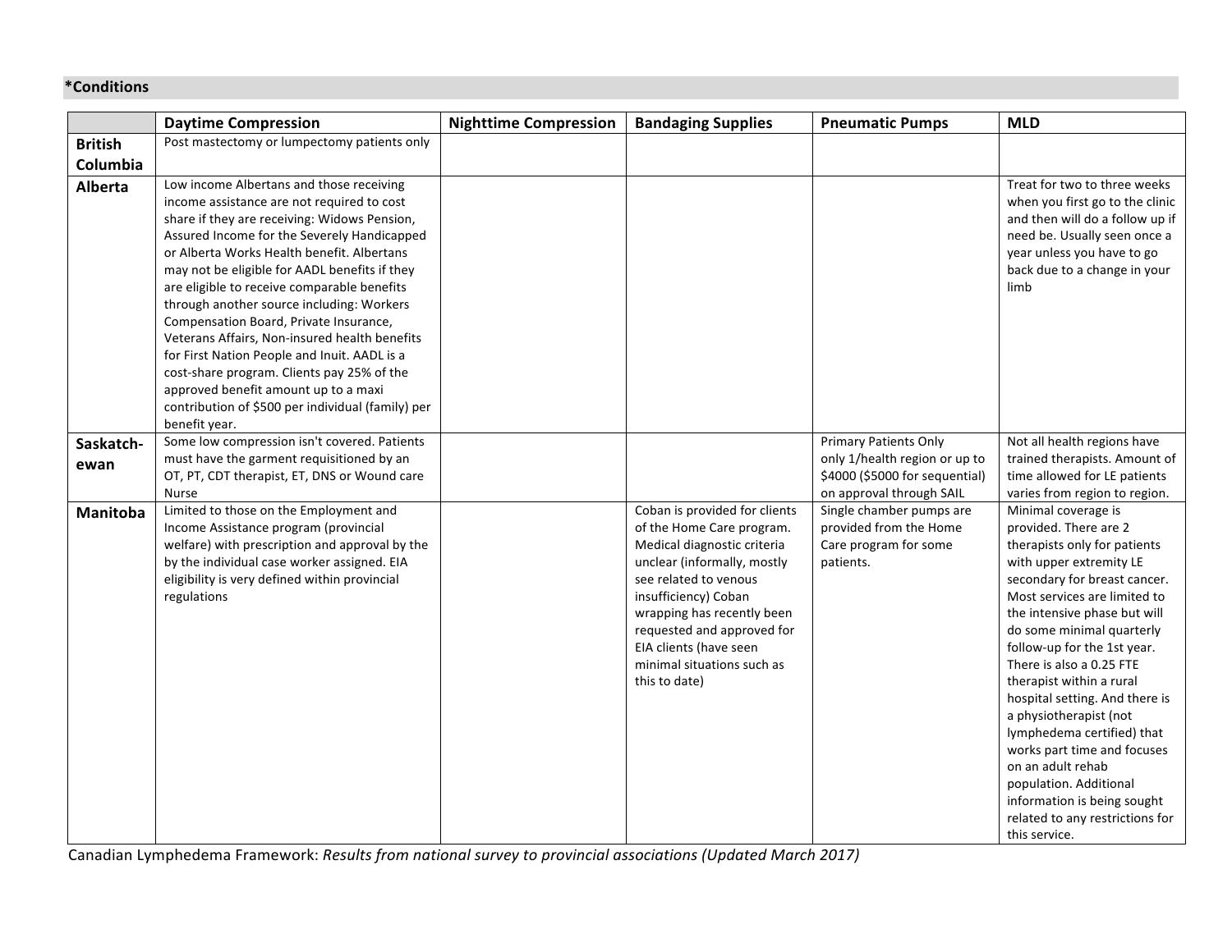**\*Conditions**

| | Daytime Compression | Nighttime Compression | Bandaging Supplies | Pneumatic Pumps | MLD |
|---|---|---|---|---|---|
| **British Columbia** | Post mastectomy or lumpectomy patients only | | | | |
| **Alberta** | Low income Albertans and those receiving income assistance are not required to cost share if they are receiving: Widows Pension, Assured Income for the Severely Handicapped or Alberta Works Health benefit. Albertans may not be eligible for AADL benefits if they are eligible to receive comparable benefits through another source including: Workers Compensation Board, Private Insurance, Veterans Affairs, Non-insured health benefits for First Nation People and Inuit. AADL is a cost-share program. Clients pay 25% of the approved benefit amount up to a maxi contribution of $500 per individual (family) per benefit year. | | | | Treat for two to three weeks when you first go to the clinic and then will do a follow up if need be. Usually seen once a year unless you have to go back due to a change in your limb |
| **Saskatch-ewan** | Some low compression isn't covered. Patients must have the garment requisitioned by an OT, PT, CDT therapist, ET, DNS or Wound care Nurse | | | Primary Patients Only only 1/health region or up to $4000 ($5000 for sequential) on approval through SAIL | Not all health regions have trained therapists. Amount of time allowed for LE patients varies from region to region. |
| **Manitoba** | Limited to those on the Employment and Income Assistance program (provincial welfare) with prescription and approval by the by the individual case worker assigned. EIA eligibility is very defined within provincial regulations | | Coban is provided for clients of the Home Care program. Medical diagnostic criteria unclear (informally, mostly see related to venous insufficiency) Coban wrapping has recently been requested and approved for EIA clients (have seen minimal situations such as this to date) | Single chamber pumps are provided from the Home Care program for some patients. | Minimal coverage is provided. There are 2 therapists only for patients with upper extremity LE secondary for breast cancer. Most services are limited to the intensive phase but will do some minimal quarterly follow-up for the 1st year. There is also a 0.25 FTE therapist within a rural hospital setting. And there is a physiotherapist (not lymphedema certified) that works part time and focuses on an adult rehab population. Additional information is being sought related to any restrictions for this service. |

Canadian Lymphedema Framework: *Results from national survey to provincial associations (Updated March 2017)*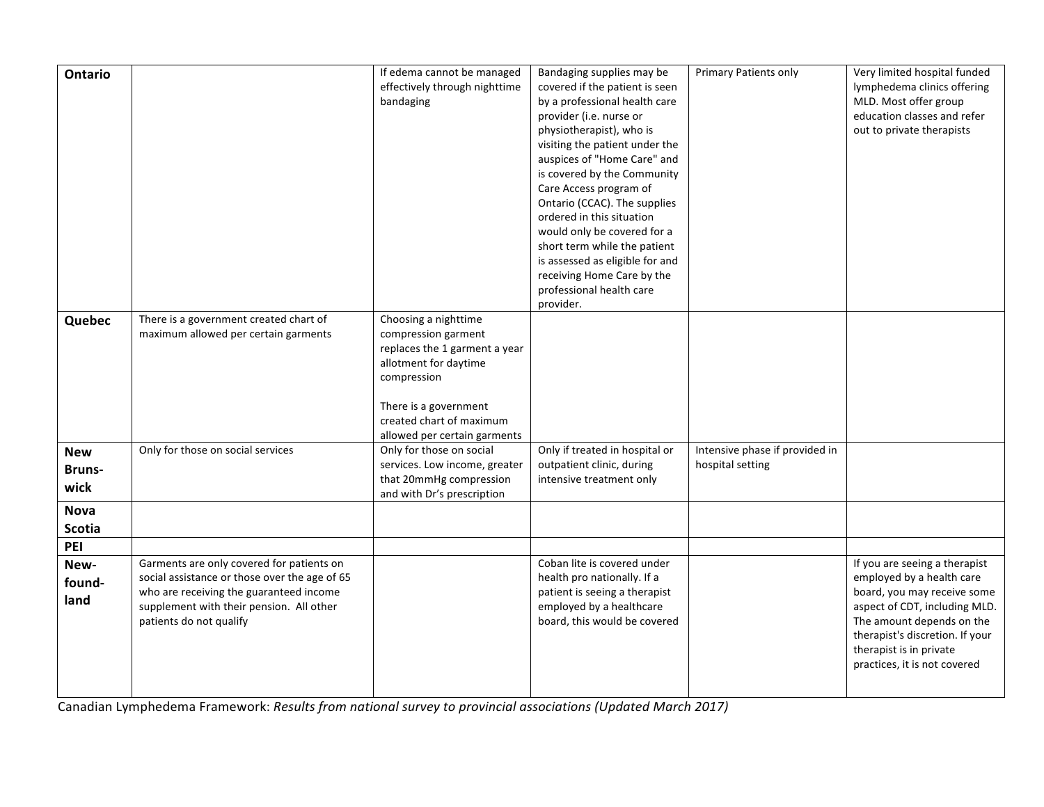| | | | | | |
|---|---|---|---|---|---|
| **Ontario** | | If edema cannot be managed effectively through nighttime bandaging | Bandaging supplies may be covered if the patient is seen by a professional health care provider (i.e. nurse or physiotherapist), who is visiting the patient under the auspices of "Home Care" and is covered by the Community Care Access program of Ontario (CCAC). The supplies ordered in this situation would only be covered for a short term while the patient is assessed as eligible for and receiving Home Care by the professional health care provider. | Primary Patients only | Very limited hospital funded lymphedema clinics offering MLD. Most offer group education classes and refer out to private therapists |
| **Quebec** | There is a government created chart of maximum allowed per certain garments | Choosing a nighttime compression garment replaces the 1 garment a year allotment for daytime compression<br><br>There is a government created chart of maximum allowed per certain garments | | | |
| **New Bruns-wick** | Only for those on social services | Only for those on social services. Low income, greater that 20mmHg compression and with Dr's prescription | Only if treated in hospital or outpatient clinic, during intensive treatment only | Intensive phase if provided in hospital setting | |
| **Nova Scotia** | | | | | |
| **PEI** | | | | | |
| **New-found-land** | Garments are only covered for patients on social assistance or those over the age of 65 who are receiving the guaranteed income supplement with their pension. All other patients do not qualify | | Coban lite is covered under health pro nationally. If a patient is seeing a therapist employed by a healthcare board, this would be covered | | If you are seeing a therapist employed by a health care board, you may receive some aspect of CDT, including MLD. The amount depends on the therapist's discretion. If your therapist is in private practices, it is not covered |

Canadian Lymphedema Framework: *Results from national survey to provincial associations (Updated March 2017)*